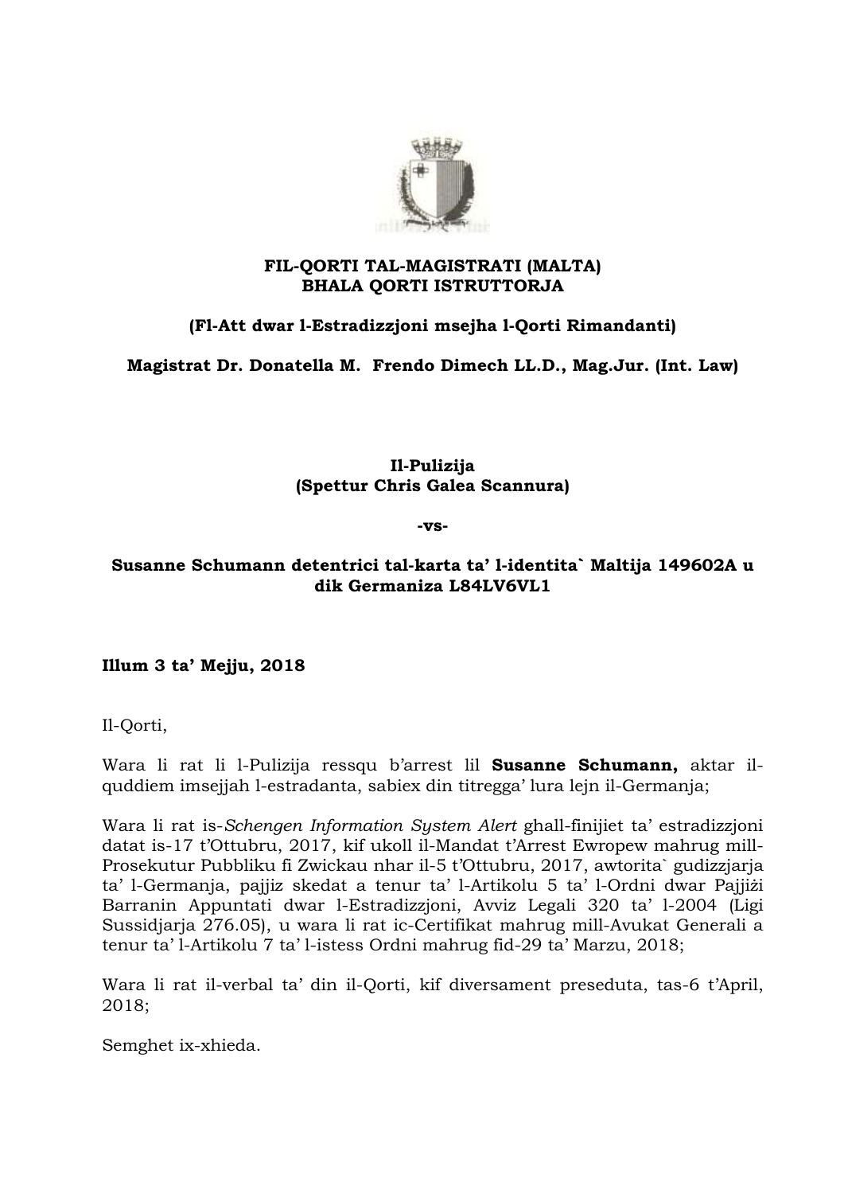**FIL-QORTI TAL-MAGISTRATI (MALTA)**
**BHALA QORTI ISTRUTTORJA**

**(Fl-Att dwar l-Estradizzjoni msejha l-Qorti Rimandanti)**

**Magistrat Dr. Donatella M. Frendo Dimech LL.D., Mag.Jur. (Int. Law)**

**Il-Pulizija**
**(Spettur Chris Galea Scannura)**

**-vs-**

**Susanne Schumann detentrici tal-karta ta' l-identita` Maltija 149602A u dik Germaniza L84LV6VL1**

**Illum 3 ta' Mejju, 2018**

Il-Qorti,

Wara li rat li l-Pulizija ressqu b'arrest lil **Susanne Schumann,** aktar il-quddiem imsejjah l-estradanta, sabiex din titregga' lura lejn il-Germanja;

Wara li rat is-*Schengen Information System Alert* ghall-finijiet ta' estradizzjoni datat is-17 t'Ottubru, 2017, kif ukoll il-Mandat t'Arrest Ewropew mahrug mill-Prosekutur Pubbliku fi Zwickau nhar il-5 t'Ottubru, 2017, awtorita` gudizzjarja ta' l-Germanja, pajjiz skedat a tenur ta' l-Artikolu 5 ta' l-Ordni dwar Pajjiżi Barranin Appuntati dwar l-Estradizzjoni, Avviz Legali 320 ta' l-2004 (Ligi Sussidjarja 276.05), u wara li rat ic-Certifikat mahrug mill-Avukat Generali a tenur ta' l-Artikolu 7 ta' l-istess Ordni mahrug fid-29 ta' Marzu, 2018;

Wara li rat il-verbal ta' din il-Qorti, kif diversament preseduta, tas-6 t'April, 2018;

Semghet ix-xhieda.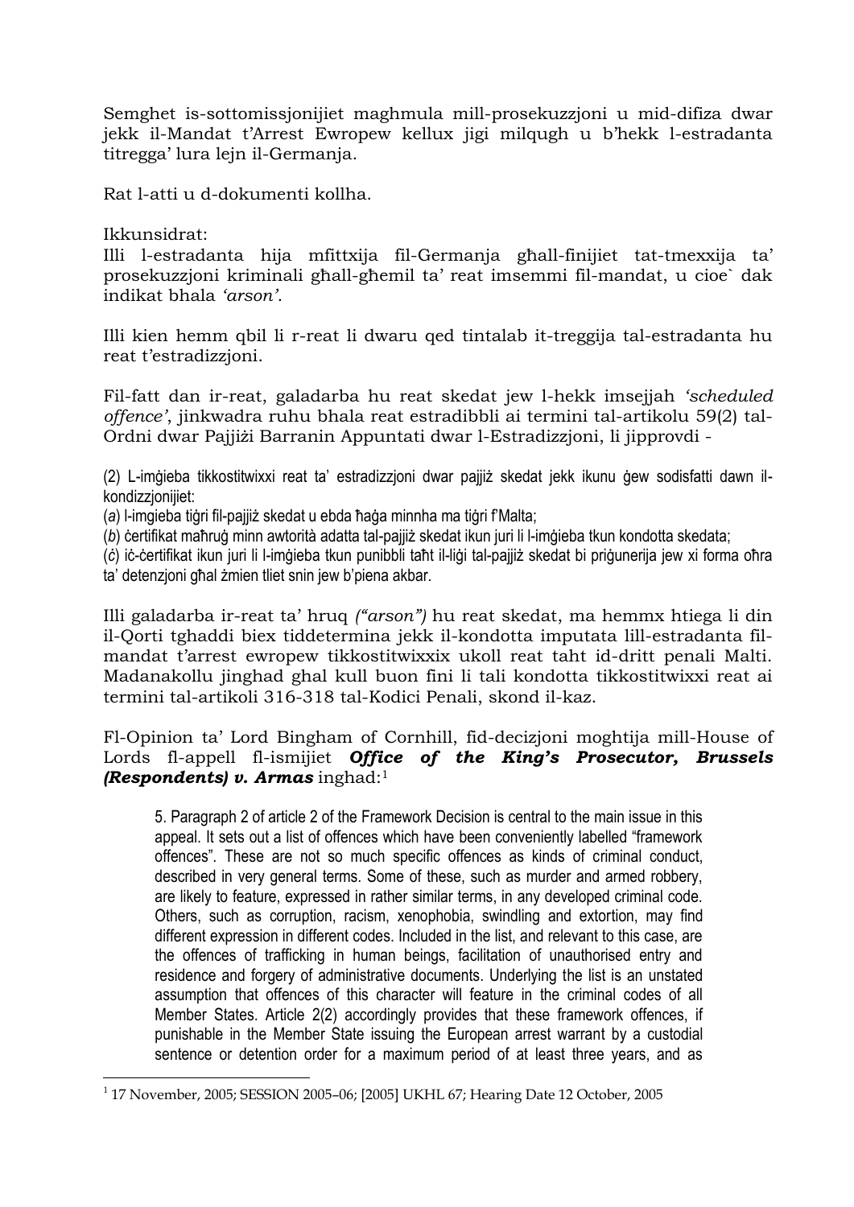Semghet is-sottomissjonijiet maghmula mill-prosekuzzjoni u mid-difiza dwar jekk il-Mandat t'Arrest Ewropew kellux jigi milqugh u b'hekk l-estradanta titregga' lura lejn il-Germanja.

Rat l-atti u d-dokumenti kollha.

Ikkunsidrat:
Illi l-estradanta hija mfittxija fil-Germanja ghall-finijiet tat-tmexxija ta' prosekuzzjoni kriminali ghall-ghemil ta' reat imsemmi fil-mandat, u cioe` dak indikat bhala *'arson'*.

Illi kien hemm qbil li r-reat li dwaru qed tintalab it-treggija tal-estradanta hu reat t'estradizzjoni.

Fil-fatt dan ir-reat, galadarba hu reat skedat jew l-hekk imsejjah *'scheduled offence'*, jinkwadra ruhu bhala reat estradibbli ai termini tal-artikolu 59(2) tal-Ordni dwar Pajjiżi Barranin Appuntati dwar l-Estradizzjoni, li jipprovdi -

(2) L-imġieba tikkostitwixxi reat ta' estradizzjoni dwar pajjiż skedat jekk ikunu ġew sodisfatti dawn il-kondizzjonijiet:
(*a*) l-imgieba tiġri fil-pajjiż skedat u ebda ħaġa minnha ma tiġri f'Malta;
(*b*) ċertifikat maħruġ minn awtorità adatta tal-pajjiż skedat ikun juri li l-imġieba tkun kondotta skedata;
(*ċ*) iċ-ċertifikat ikun juri li l-imġieba tkun punibbli taħt il-liġi tal-pajjiż skedat bi priġunerija jew xi forma oħra ta' detenzjoni għal żmien tliet snin jew b'piena akbar.

Illi galadarba ir-reat ta' hruq *("arson")* hu reat skedat, ma hemmx htiega li din il-Qorti tghaddi biex tiddetermina jekk il-kondotta imputata lill-estradanta fil-mandat t'arrest ewropew tikkostitwixxix ukoll reat taht id-dritt penali Malti. Madanakollu jinghad ghal kull buon fini li tali kondotta tikkostitwixxi reat ai termini tal-artikoli 316-318 tal-Kodici Penali, skond il-kaz.

Fl-Opinion ta' Lord Bingham of Cornhill, fid-decizjoni moghtija mill-House of Lords fl-appell fl-ismijiet ***Office of the King's Prosecutor, Brussels (Respondents) v. Armas*** inghad:[1]

> 5. Paragraph 2 of article 2 of the Framework Decision is central to the main issue in this appeal. It sets out a list of offences which have been conveniently labelled "framework offences". These are not so much specific offences as kinds of criminal conduct, described in very general terms. Some of these, such as murder and armed robbery, are likely to feature, expressed in rather similar terms, in any developed criminal code. Others, such as corruption, racism, xenophobia, swindling and extortion, may find different expression in different codes. Included in the list, and relevant to this case, are the offences of trafficking in human beings, facilitation of unauthorised entry and residence and forgery of administrative documents. Underlying the list is an unstated assumption that offences of this character will feature in the criminal codes of all Member States. Article 2(2) accordingly provides that these framework offences, if punishable in the Member State issuing the European arrest warrant by a custodial sentence or detention order for a maximum period of at least three years, and as

[1] 17 November, 2005; SESSION 2005–06; [2005] UKHL 67; Hearing Date 12 October, 2005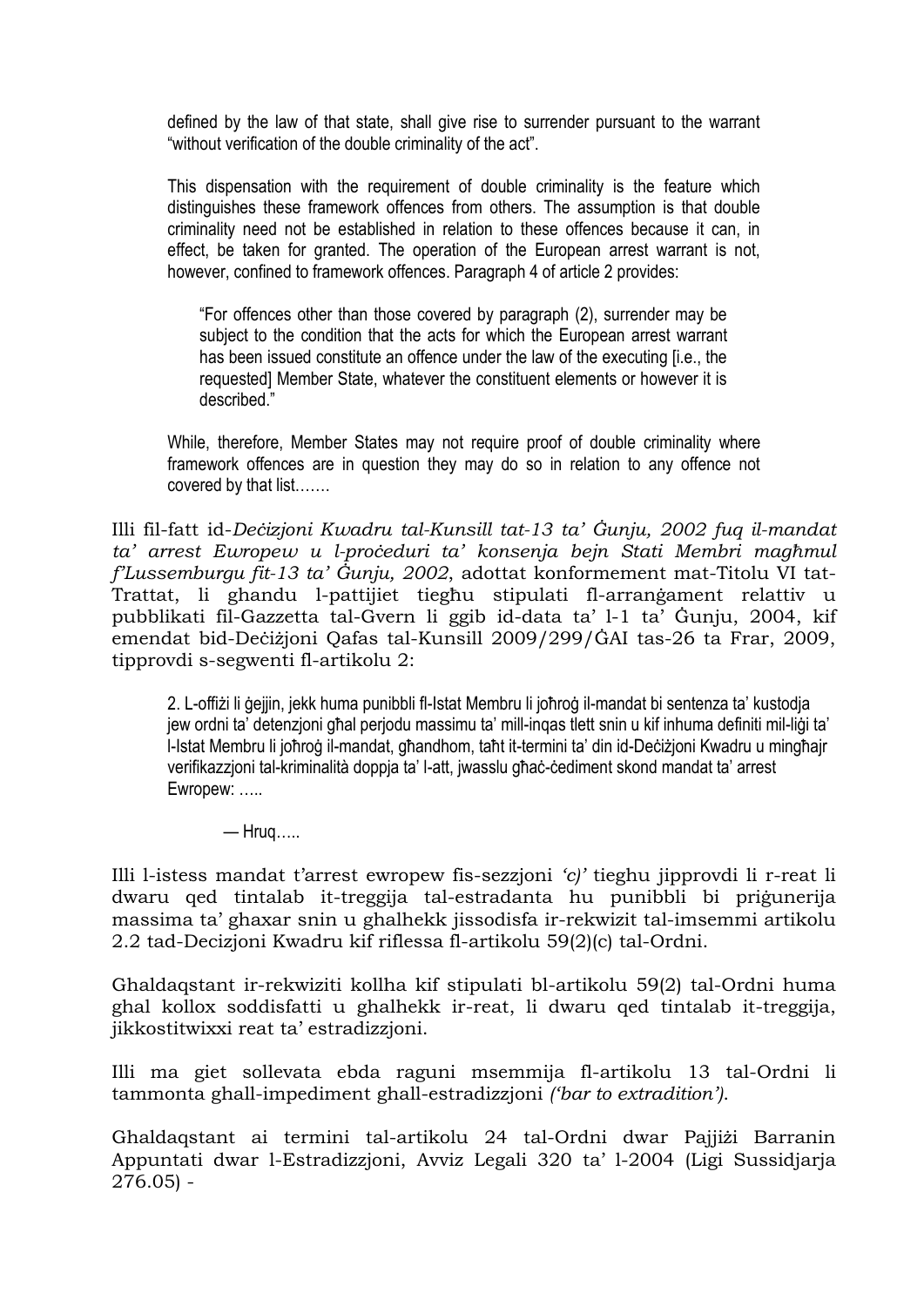> defined by the law of that state, shall give rise to surrender pursuant to the warrant "without verification of the double criminality of the act".
>
> This dispensation with the requirement of double criminality is the feature which distinguishes these framework offences from others. The assumption is that double criminality need not be established in relation to these offences because it can, in effect, be taken for granted. The operation of the European arrest warrant is not, however, confined to framework offences. Paragraph 4 of article 2 provides:
>
> > "For offences other than those covered by paragraph (2), surrender may be subject to the condition that the acts for which the European arrest warrant has been issued constitute an offence under the law of the executing [i.e., the requested] Member State, whatever the constituent elements or however it is described."
>
> While, therefore, Member States may not require proof of double criminality where framework offences are in question they may do so in relation to any offence not covered by that list…….

Illi fil-fatt id-*Deċizjoni Kwadru tal-Kunsill tat-13 ta' Ġunju, 2002 fuq il-mandat ta' arrest Ewropew u l-proċeduri ta' konsenja bejn Stati Membri magħmul f'Lussemburgu fit-13 ta' Ġunju, 2002*, adottat konformement mat-Titolu VI tat-Trattat, li ghandu l-pattijiet tiegħu stipulati fl-arranġament relattiv u pubblikati fil-Gazzetta tal-Gvern li ggib id-data ta' l-1 ta' Ġunju, 2004, kif emendat bid-Deċiżjoni Qafas tal-Kunsill 2009/299/ĠAI tas-26 ta Frar, 2009, tipprovdi s-segwenti fl-artikolu 2:

> 2. L-offiżi li ġejjin, jekk huma punibbli fl-Istat Membru li joħroġ il-mandat bi sentenza ta' kustodja jew ordni ta' detenzjoni għal perjodu massimu ta' mill-inqas tlett snin u kif inhuma definiti mil-liġi ta' l-Istat Membru li joħroġ il-mandat, għandhom, taħt it-termini ta' din id-Deċiżjoni Kwadru u mingħajr verifikazzjoni tal-kriminalità doppja ta' l-att, jwasslu għaċ-ċediment skond mandat ta' arrest Ewropew: …..
>
> — Hruq…..

Illi l-istess mandat t'arrest ewropew fis-sezzjoni *'c)'* tieghu jipprovdi li r-reat li dwaru qed tintalab it-treggija tal-estradanta hu punibbli bi priġunerija massima ta' ghaxar snin u ghalhekk jissodisfa ir-rekwizit tal-imsemmi artikolu 2.2 tad-Decizjoni Kwadru kif riflessa fl-artikolu 59(2)(c) tal-Ordni.

Ghaldaqstant ir-rekwiziti kollha kif stipulati bl-artikolu 59(2) tal-Ordni huma ghal kollox soddisfatti u ghalhekk ir-reat, li dwaru qed tintalab it-treggija, jikkostitwixxi reat ta' estradizzjoni.

Illi ma giet sollevata ebda raguni msemmija fl-artikolu 13 tal-Ordni li tammonta ghall-impediment ghall-estradizzjoni *('bar to extradition')*.

Ghaldaqstant ai termini tal-artikolu 24 tal-Ordni dwar Pajjiżi Barranin Appuntati dwar l-Estradizzjoni, Avviz Legali 320 ta' l-2004 (Ligi Sussidjarja 276.05) -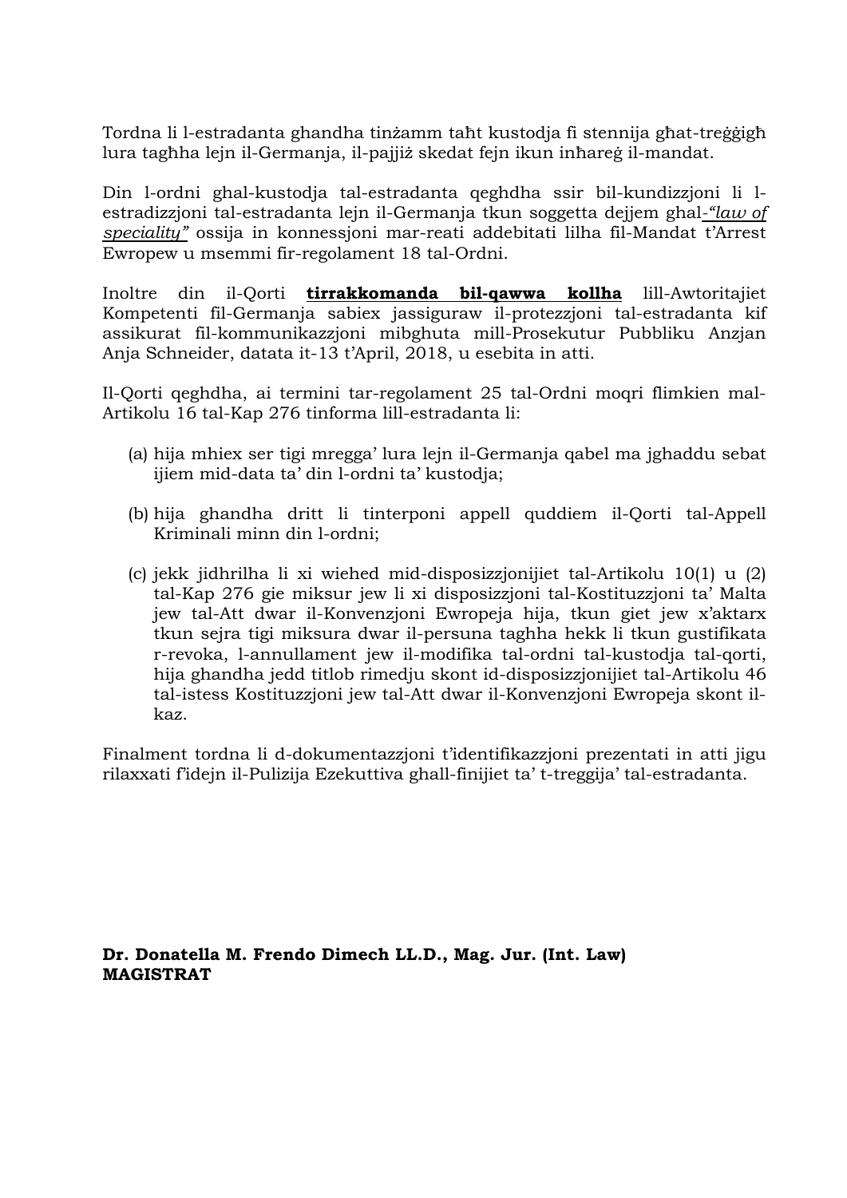Tordna li l-estradanta għandha tinżamm taħt kustodja fi stennija għat-treġġigħ lura tagħha lejn il-Germanja, il-pajjiż skedat fejn ikun inħareġ il-mandat.

Din l-ordni ghal-kustodja tal-estradanta qeghdha ssir bil-kundizzjoni li l-estradizzjoni tal-estradanta lejn il-Germanja tkun soggetta dejjem ghal-*"law of speciality"* ossija in konnessjoni mar-reati addebitati lilha fil-Mandat t'Arrest Ewropew u msemmi fir-regolament 18 tal-Ordni.

Inoltre din il-Qorti **tirrakkomanda bil-qawwa kollha** lill-Awtoritajiet Kompetenti fil-Germanja sabiex jassiguraw il-protezzjoni tal-estradanta kif assikurat fil-kommunikazzjoni mibghuta mill-Prosekutur Pubbliku Anzjan Anja Schneider, datata it-13 t'April, 2018, u esebita in atti.

Il-Qorti qeghdha, ai termini tar-regolament 25 tal-Ordni moqri flimkien mal-Artikolu 16 tal-Kap 276 tinforma lill-estradanta li:

(a) hija mhiex ser tigi mregga' lura lejn il-Germanja qabel ma jghaddu sebat ijiem mid-data ta' din l-ordni ta' kustodja;

(b) hija ghandha dritt li tinterponi appell quddiem il-Qorti tal-Appell Kriminali minn din l-ordni;

(c) jekk jidhrilha li xi wiehed mid-disposizzjonijiet tal-Artikolu 10(1) u (2) tal-Kap 276 gie miksur jew li xi disposizzjoni tal-Kostituzzjoni ta' Malta jew tal-Att dwar il-Konvenzjoni Ewropeja hija, tkun giet jew x'aktarx tkun sejra tigi miksura dwar il-persuna taghha hekk li tkun gustifikata r-revoka, l-annullament jew il-modifika tal-ordni tal-kustodja tal-qorti, hija ghandha jedd titlob rimedju skont id-disposizzjonijiet tal-Artikolu 46 tal-istess Kostituzzjoni jew tal-Att dwar il-Konvenzjoni Ewropeja skont il-kaz.

Finalment tordna li d-dokumentazzjoni t'identifikazzjoni prezentati in atti jigu rilaxxati f'idejn il-Pulizija Ezekuttiva ghall-finijiet ta' t-treggija' tal-estradanta.

**Dr. Donatella M. Frendo Dimech LL.D., Mag. Jur. (Int. Law)**
**MAGISTRAT**